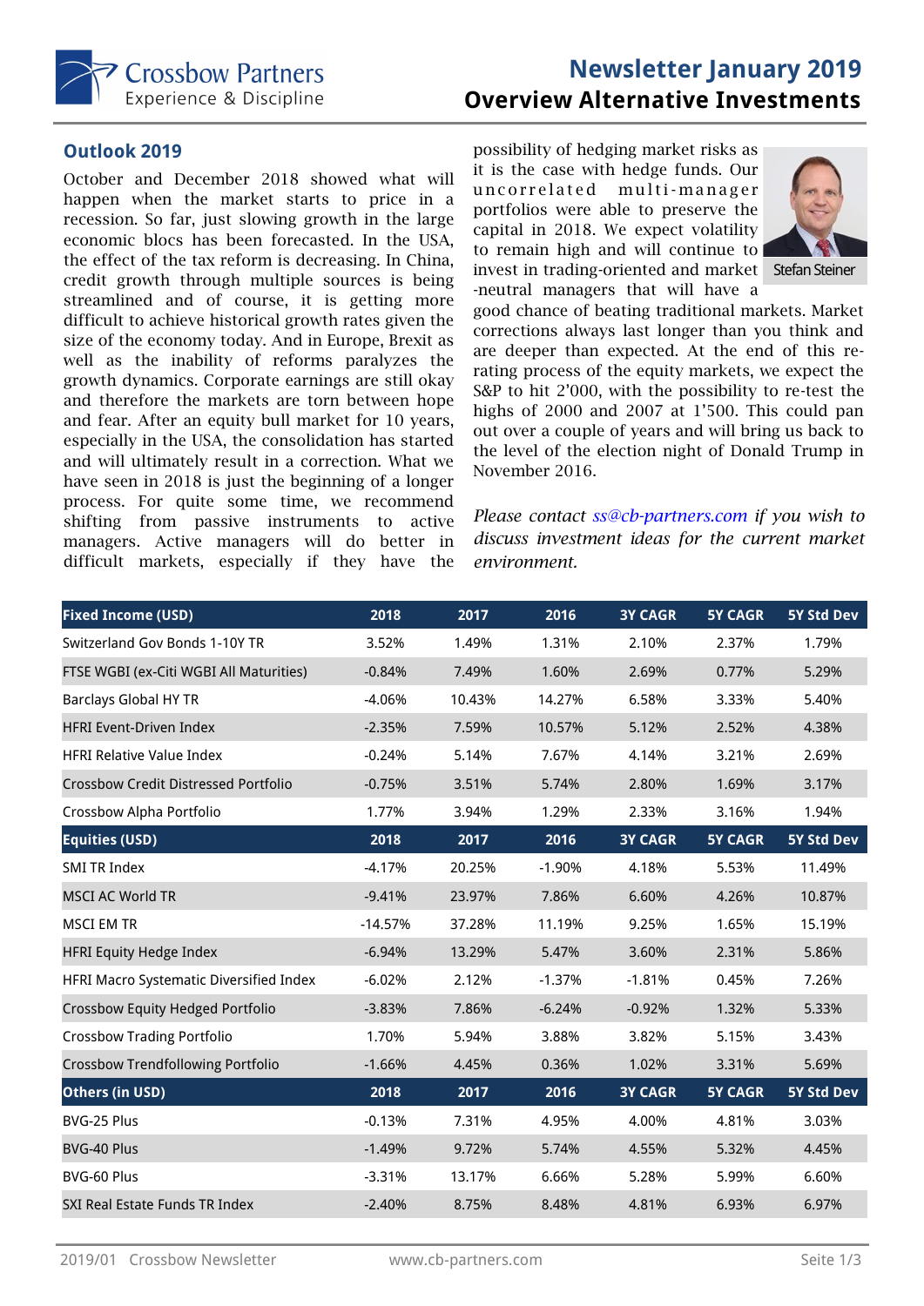Crossbow Partners
Experience & Discipline

# Newsletter January 2019
## Overview Alternative Investments

### Outlook 2019

October and December 2018 showed what will happen when the market starts to price in a recession. So far, just slowing growth in the large economic blocs has been forecasted. In the USA, the effect of the tax reform is decreasing. In China, credit growth through multiple sources is being streamlined and of course, it is getting more difficult to achieve historical growth rates given the size of the economy today. And in Europe, Brexit as well as the inability of reforms paralyzes the growth dynamics. Corporate earnings are still okay and therefore the markets are torn between hope and fear. After an equity bull market for 10 years, especially in the USA, the consolidation has started and will ultimately result in a correction. What we have seen in 2018 is just the beginning of a longer process. For quite some time, we recommend shifting from passive instruments to active managers. Active managers will do better in difficult markets, especially if they have the possibility of hedging market risks as it is the case with hedge funds. Our uncorrelated multi-manager portfolios were able to preserve the capital in 2018. We expect volatility to remain high and will continue to invest in trading-oriented and market-neutral managers that will have a good chance of beating traditional markets. Market corrections always last longer than you think and are deeper than expected. At the end of this re-rating process of the equity markets, we expect the S&P to hit 2'000, with the possibility to re-test the highs of 2000 and 2007 at 1'500. This could pan out over a couple of years and will bring us back to the level of the election night of Donald Trump in November 2016.

Stefan Steiner

*Please contact ss@cb-partners.com if you wish to discuss investment ideas for the current market environment.*

| **Fixed Income (USD)** | **2018** | **2017** | **2016** | **3Y CAGR** | **5Y CAGR** | **5Y Std Dev** |
|---|---|---|---|---|---|---|
| Switzerland Gov Bonds 1-10Y TR | 3.52% | 1.49% | 1.31% | 2.10% | 2.37% | 1.79% |
| FTSE WGBI (ex-Citi WGBI All Maturities) | -0.84% | 7.49% | 1.60% | 2.69% | 0.77% | 5.29% |
| Barclays Global HY TR | -4.06% | 10.43% | 14.27% | 6.58% | 3.33% | 5.40% |
| HFRI Event-Driven Index | -2.35% | 7.59% | 10.57% | 5.12% | 2.52% | 4.38% |
| HFRI Relative Value Index | -0.24% | 5.14% | 7.67% | 4.14% | 3.21% | 2.69% |
| Crossbow Credit Distressed Portfolio | -0.75% | 3.51% | 5.74% | 2.80% | 1.69% | 3.17% |
| Crossbow Alpha Portfolio | 1.77% | 3.94% | 1.29% | 2.33% | 3.16% | 1.94% |
| **Equities (USD)** | **2018** | **2017** | **2016** | **3Y CAGR** | **5Y CAGR** | **5Y Std Dev** |
| SMI TR Index | -4.17% | 20.25% | -1.90% | 4.18% | 5.53% | 11.49% |
| MSCI AC World TR | -9.41% | 23.97% | 7.86% | 6.60% | 4.26% | 10.87% |
| MSCI EM TR | -14.57% | 37.28% | 11.19% | 9.25% | 1.65% | 15.19% |
| HFRI Equity Hedge Index | -6.94% | 13.29% | 5.47% | 3.60% | 2.31% | 5.86% |
| HFRI Macro Systematic Diversified Index | -6.02% | 2.12% | -1.37% | -1.81% | 0.45% | 7.26% |
| Crossbow Equity Hedged Portfolio | -3.83% | 7.86% | -6.24% | -0.92% | 1.32% | 5.33% |
| Crossbow Trading Portfolio | 1.70% | 5.94% | 3.88% | 3.82% | 5.15% | 3.43% |
| Crossbow Trendfollowing Portfolio | -1.66% | 4.45% | 0.36% | 1.02% | 3.31% | 5.69% |
| **Others (in USD)** | **2018** | **2017** | **2016** | **3Y CAGR** | **5Y CAGR** | **5Y Std Dev** |
| BVG-25 Plus | -0.13% | 7.31% | 4.95% | 4.00% | 4.81% | 3.03% |
| BVG-40 Plus | -1.49% | 9.72% | 5.74% | 4.55% | 5.32% | 4.45% |
| BVG-60 Plus | -3.31% | 13.17% | 6.66% | 5.28% | 5.99% | 6.60% |
| SXI Real Estate Funds TR Index | -2.40% | 8.75% | 8.48% | 4.81% | 6.93% | 6.97% |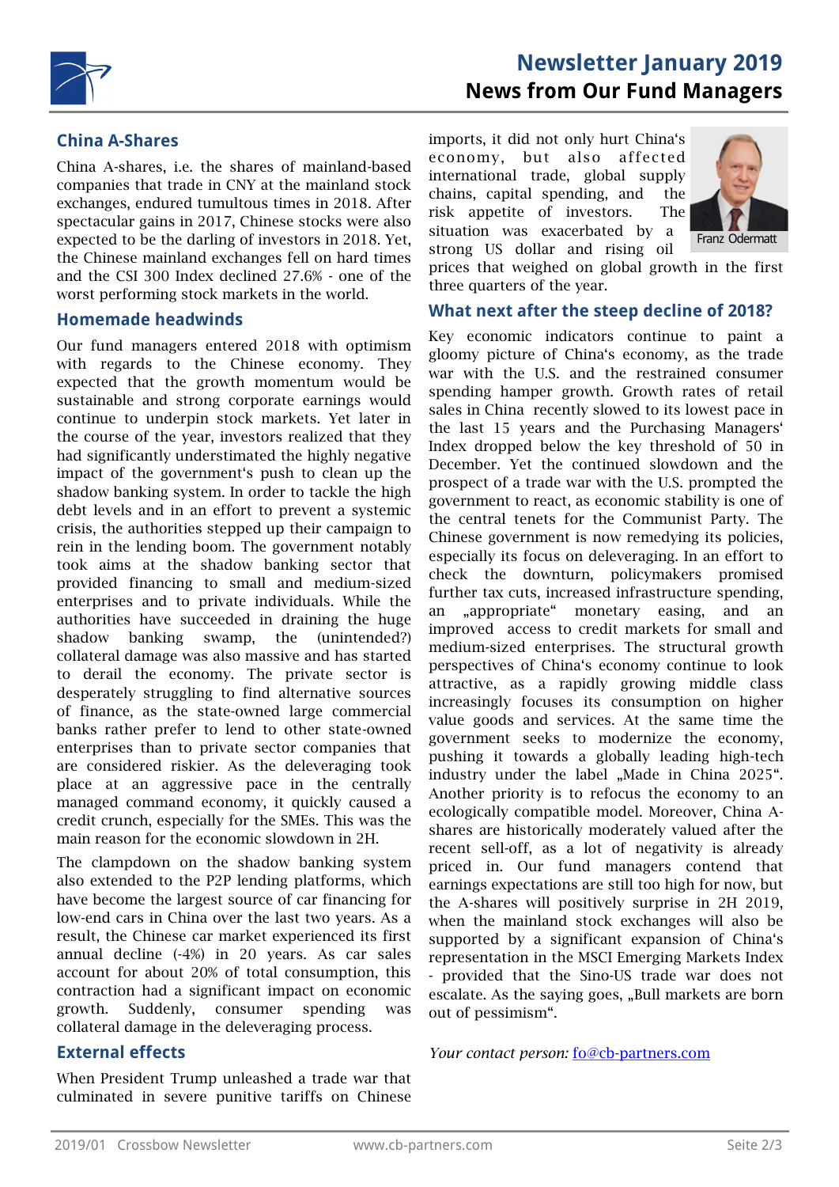# Newsletter January 2019

## News from Our Fund Managers

### China A-Shares

China A-shares, i.e. the shares of mainland-based companies that trade in CNY at the mainland stock exchanges, endured tumultous times in 2018. After spectacular gains in 2017, Chinese stocks were also expected to be the darling of investors in 2018. Yet, the Chinese mainland exchanges fell on hard times and the CSI 300 Index declined 27.6% - one of the worst performing stock markets in the world.

### Homemade headwinds

Our fund managers entered 2018 with optimism with regards to the Chinese economy. They expected that the growth momentum would be sustainable and strong corporate earnings would continue to underpin stock markets. Yet later in the course of the year, investors realized that they had significantly understimated the highly negative impact of the government's push to clean up the shadow banking system. In order to tackle the high debt levels and in an effort to prevent a systemic crisis, the authorities stepped up their campaign to rein in the lending boom. The government notably took aims at the shadow banking sector that provided financing to small and medium-sized enterprises and to private individuals. While the authorities have succeeded in draining the huge shadow banking swamp, the (unintended?) collateral damage was also massive and has started to derail the economy. The private sector is desperately struggling to find alternative sources of finance, as the state-owned large commercial banks rather prefer to lend to other state-owned enterprises than to private sector companies that are considered riskier. As the deleveraging took place at an aggressive pace in the centrally managed command economy, it quickly caused a credit crunch, especially for the SMEs. This was the main reason for the economic slowdown in 2H.

The clampdown on the shadow banking system also extended to the P2P lending platforms, which have become the largest source of car financing for low-end cars in China over the last two years. As a result, the Chinese car market experienced its first annual decline (-4%) in 20 years. As car sales account for about 20% of total consumption, this contraction had a significant impact on economic growth. Suddenly, consumer spending was collateral damage in the deleveraging process.

### External effects

When President Trump unleashed a trade war that culminated in severe punitive tariffs on Chinese imports, it did not only hurt China's economy, but also affected international trade, global supply chains, capital spending, and the risk appetite of investors. The situation was exacerbated by a strong US dollar and rising oil prices that weighed on global growth in the first three quarters of the year.

Franz Odermatt

### What next after the steep decline of 2018?

Key economic indicators continue to paint a gloomy picture of China's economy, as the trade war with the U.S. and the restrained consumer spending hamper growth. Growth rates of retail sales in China recently slowed to its lowest pace in the last 15 years and the Purchasing Managers' Index dropped below the key threshold of 50 in December. Yet the continued slowdown and the prospect of a trade war with the U.S. prompted the government to react, as economic stability is one of the central tenets for the Communist Party. The Chinese government is now remedying its policies, especially its focus on deleveraging. In an effort to check the downturn, policymakers promised further tax cuts, increased infrastructure spending, an „appropriate" monetary easing, and an improved access to credit markets for small and medium-sized enterprises. The structural growth perspectives of China's economy continue to look attractive, as a rapidly growing middle class increasingly focuses its consumption on higher value goods and services. At the same time the government seeks to modernize the economy, pushing it towards a globally leading high-tech industry under the label „Made in China 2025". Another priority is to refocus the economy to an ecologically compatible model. Moreover, China A-shares are historically moderately valued after the recent sell-off, as a lot of negativity is already priced in. Our fund managers contend that earnings expectations are still too high for now, but the A-shares will positively surprise in 2H 2019, when the mainland stock exchanges will also be supported by a significant expansion of China's representation in the MSCI Emerging Markets Index - provided that the Sino-US trade war does not escalate. As the saying goes, „Bull markets are born out of pessimism".

*Your contact person:* fo@cb-partners.com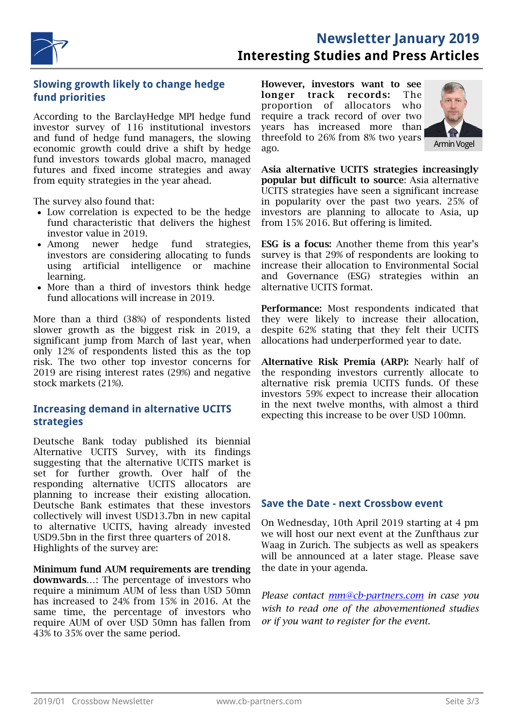# Newsletter January 2019

## Interesting Studies and Press Articles

### Slowing growth likely to change hedge fund priorities

According to the BarclayHedge MPI hedge fund investor survey of 116 institutional investors and fund of hedge fund managers, the slowing economic growth could drive a shift by hedge fund investors towards global macro, managed futures and fixed income strategies and away from equity strategies in the year ahead.

The survey also found that:

- Low correlation is expected to be the hedge fund characteristic that delivers the highest investor value in 2019.
- Among newer hedge fund strategies, investors are considering allocating to funds using artificial intelligence or machine learning.
- More than a third of investors think hedge fund allocations will increase in 2019.

More than a third (38%) of respondents listed slower growth as the biggest risk in 2019, a significant jump from March of last year, when only 12% of respondents listed this as the top risk. The two other top investor concerns for 2019 are rising interest rates (29%) and negative stock markets (21%).

### Increasing demand in alternative UCITS strategies

Deutsche Bank today published its biennial Alternative UCITS Survey, with its findings suggesting that the alternative UCITS market is set for further growth. Over half of the responding alternative UCITS allocators are planning to increase their existing allocation. Deutsche Bank estimates that these investors collectively will invest USD13.7bn in new capital to alternative UCITS, having already invested USD9.5bn in the first three quarters of 2018. Highlights of the survey are:

**Minimum fund AUM requirements are trending downwards**...: The percentage of investors who require a minimum AUM of less than USD 50mn has increased to 24% from 15% in 2016. At the same time, the percentage of investors who require AUM of over USD 50mn has fallen from 43% to 35% over the same period.

**However, investors want to see longer track records:** The proportion of allocators who require a track record of over two years has increased more than threefold to 26% from 8% two years ago.

Armin Vogel

**Asia alternative UCITS strategies increasingly popular but difficult to source**: Asia alternative UCITS strategies have seen a significant increase in popularity over the past two years. 25% of investors are planning to allocate to Asia, up from 15% 2016. But offering is limited.

**ESG is a focus:** Another theme from this year's survey is that 29% of respondents are looking to increase their allocation to Environmental Social and Governance (ESG) strategies within an alternative UCITS format.

**Performance:** Most respondents indicated that they were likely to increase their allocation, despite 62% stating that they felt their UCITS allocations had underperformed year to date.

**Alternative Risk Premia (ARP):** Nearly half of the responding investors currently allocate to alternative risk premia UCITS funds. Of these investors 59% expect to increase their allocation in the next twelve months, with almost a third expecting this increase to be over USD 100mn.

### Save the Date - next Crossbow event

On Wednesday, 10th April 2019 starting at 4 pm we will host our next event at the Zunfthaus zur Waag in Zurich. The subjects as well as speakers will be announced at a later stage. Please save the date in your agenda.

*Please contact [mm@cb-partners.com](mailto:mm@cb-partners.com) in case you wish to read one of the abovementioned studies or if you want to register for the event.*